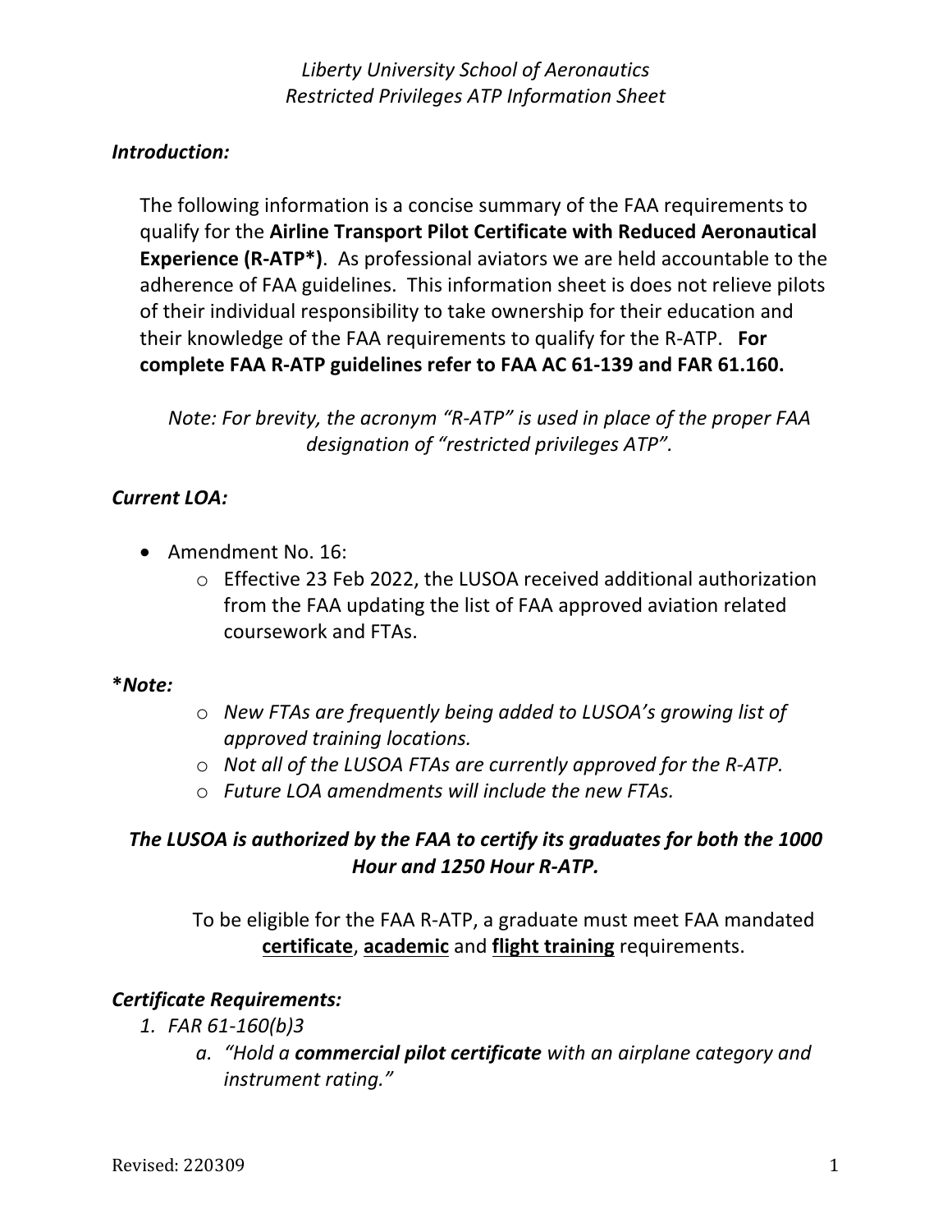*Liberty University School of Aeronautics*
*Restricted Privileges ATP Information Sheet*

### *Introduction:*

The following information is a concise summary of the FAA requirements to qualify for the **Airline Transport Pilot Certificate with Reduced Aeronautical Experience (R-ATP*)**. As professional aviators we are held accountable to the adherence of FAA guidelines. This information sheet is does not relieve pilots of their individual responsibility to take ownership for their education and their knowledge of the FAA requirements to qualify for the R-ATP. **For complete FAA R-ATP guidelines refer to FAA AC 61-139 and FAR 61.160.**

*Note: For brevity, the acronym "R-ATP" is used in place of the proper FAA designation of "restricted privileges ATP".*

### *Current LOA:*

- Amendment No. 16:
  - Effective 23 Feb 2022, the LUSOA received additional authorization from the FAA updating the list of FAA approved aviation related coursework and FTAs.

**\****Note:***
  - *New FTAs are frequently being added to LUSOA's growing list of approved training locations.*
  - *Not all of the LUSOA FTAs are currently approved for the R-ATP.*
  - *Future LOA amendments will include the new FTAs.*

***The LUSOA is authorized by the FAA to certify its graduates for both the 1000 Hour and 1250 Hour R-ATP.***

To be eligible for the FAA R-ATP, a graduate must meet FAA mandated **certificate**, **academic** and **flight training** requirements.

### *Certificate Requirements:*

1. *FAR 61-160(b)3*
   a. *"Hold a **commercial pilot certificate** with an airplane category and instrument rating."*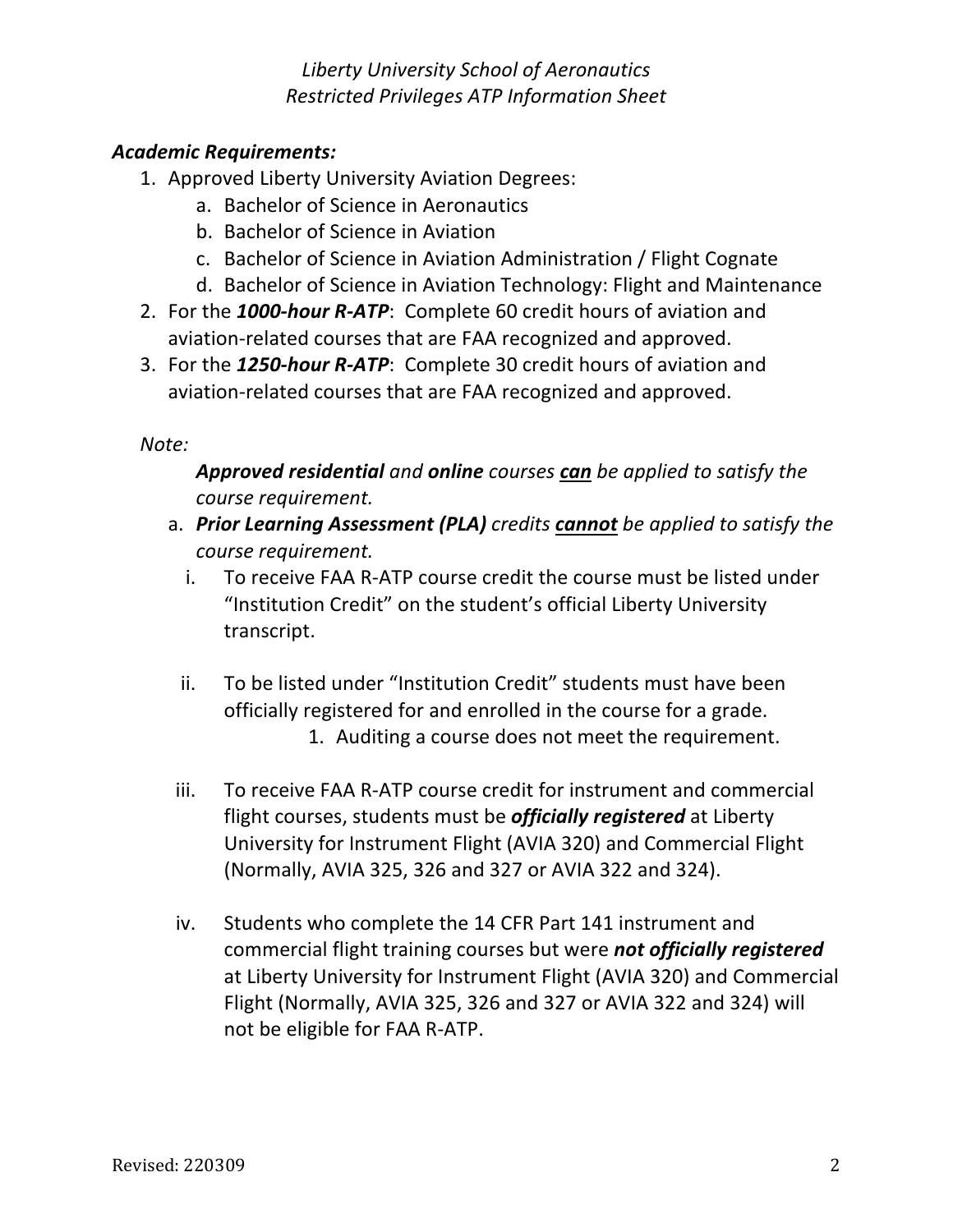*Liberty University School of Aeronautics*
*Restricted Privileges ATP Information Sheet*

***Academic Requirements:***

1. Approved Liberty University Aviation Degrees:
   a. Bachelor of Science in Aeronautics
   b. Bachelor of Science in Aviation
   c. Bachelor of Science in Aviation Administration / Flight Cognate
   d. Bachelor of Science in Aviation Technology: Flight and Maintenance
2. For the ***1000-hour R-ATP***: Complete 60 credit hours of aviation and aviation-related courses that are FAA recognized and approved.
3. For the ***1250-hour R-ATP***: Complete 30 credit hours of aviation and aviation-related courses that are FAA recognized and approved.

*Note:*

***Approved residential*** *and* ***online*** *courses* ***<u>can</u>*** *be applied to satisfy the course requirement.*

a. ***Prior Learning Assessment (PLA)*** *credits* ***<u>cannot</u>*** *be applied to satisfy the course requirement.*
   i. To receive FAA R-ATP course credit the course must be listed under "Institution Credit" on the student's official Liberty University transcript.
   ii. To be listed under "Institution Credit" students must have been officially registered for and enrolled in the course for a grade.
      1. Auditing a course does not meet the requirement.
   iii. To receive FAA R-ATP course credit for instrument and commercial flight courses, students must be ***officially registered*** at Liberty University for Instrument Flight (AVIA 320) and Commercial Flight (Normally, AVIA 325, 326 and 327 or AVIA 322 and 324).
   iv. Students who complete the 14 CFR Part 141 instrument and commercial flight training courses but were ***not officially registered*** at Liberty University for Instrument Flight (AVIA 320) and Commercial Flight (Normally, AVIA 325, 326 and 327 or AVIA 322 and 324) will not be eligible for FAA R-ATP.

Revised: 220309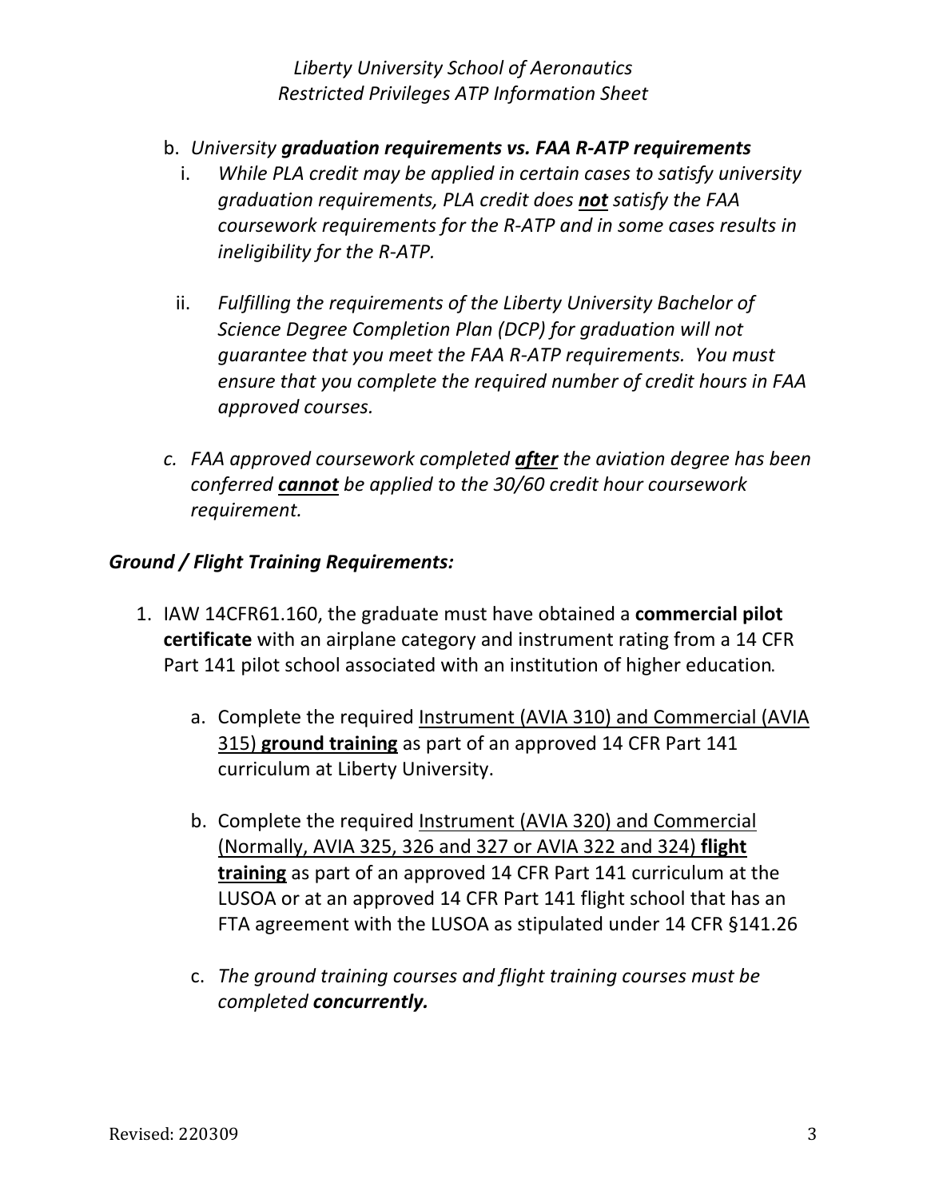b. *University **graduation requirements vs. FAA R-ATP requirements***

   i. *While PLA credit may be applied in certain cases to satisfy university graduation requirements, PLA credit does **not** satisfy the FAA coursework requirements for the R-ATP and in some cases results in ineligibility for the R-ATP.*

   ii. *Fulfilling the requirements of the Liberty University Bachelor of Science Degree Completion Plan (DCP) for graduation will not guarantee that you meet the FAA R-ATP requirements. You must ensure that you complete the required number of credit hours in FAA approved courses.*

c. *FAA approved coursework completed **after** the aviation degree has been conferred **cannot** be applied to the 30/60 credit hour coursework requirement.*

### *Ground / Flight Training Requirements:*

1. IAW 14CFR61.160, the graduate must have obtained a **commercial pilot certificate** with an airplane category and instrument rating from a 14 CFR Part 141 pilot school associated with an institution of higher education.

   a. Complete the required Instrument (AVIA 310) and Commercial (AVIA 315) **ground training** as part of an approved 14 CFR Part 141 curriculum at Liberty University.

   b. Complete the required Instrument (AVIA 320) and Commercial (Normally, AVIA 325, 326 and 327 or AVIA 322 and 324) **flight training** as part of an approved 14 CFR Part 141 curriculum at the LUSOA or at an approved 14 CFR Part 141 flight school that has an FTA agreement with the LUSOA as stipulated under 14 CFR §141.26

   c. *The ground training courses and flight training courses must be completed **concurrently.***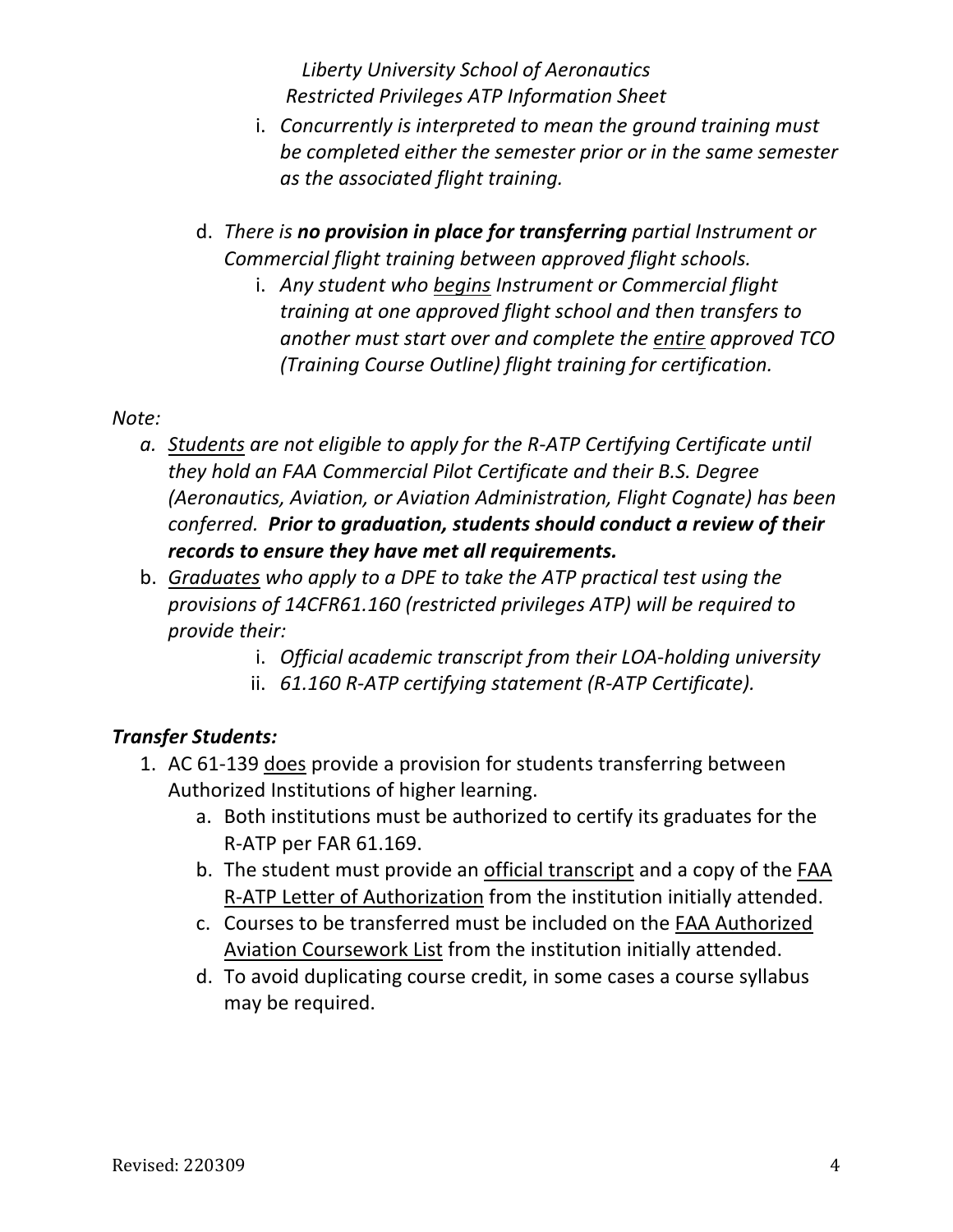i. *Concurrently is interpreted to mean the ground training must be completed either the semester prior or in the same semester as the associated flight training.*

d. *There is **no provision in place for transferring** partial Instrument or Commercial flight training between approved flight schools.*
   i. *Any student who <u>begins</u> Instrument or Commercial flight training at one approved flight school and then transfers to another must start over and complete the <u>entire</u> approved TCO (Training Course Outline) flight training for certification.*

*Note:*

a. *<u>Students</u> are not eligible to apply for the R-ATP Certifying Certificate until they hold an FAA Commercial Pilot Certificate and their B.S. Degree (Aeronautics, Aviation, or Aviation Administration, Flight Cognate) has been conferred.* ***Prior to graduation, students should conduct a review of their records to ensure they have met all requirements.***
b. *<u>Graduates</u> who apply to a DPE to take the ATP practical test using the provisions of 14CFR61.160 (restricted privileges ATP) will be required to provide their:*
   i. *Official academic transcript from their LOA-holding university*
   ii. *61.160 R-ATP certifying statement (R-ATP Certificate).*

***Transfer Students:***

1. AC 61-139 <u>does</u> provide a provision for students transferring between Authorized Institutions of higher learning.
   a. Both institutions must be authorized to certify its graduates for the R-ATP per FAR 61.169.
   b. The student must provide an <u>official transcript</u> and a copy of the <u>FAA R-ATP Letter of Authorization</u> from the institution initially attended.
   c. Courses to be transferred must be included on the <u>FAA Authorized Aviation Coursework List</u> from the institution initially attended.
   d. To avoid duplicating course credit, in some cases a course syllabus may be required.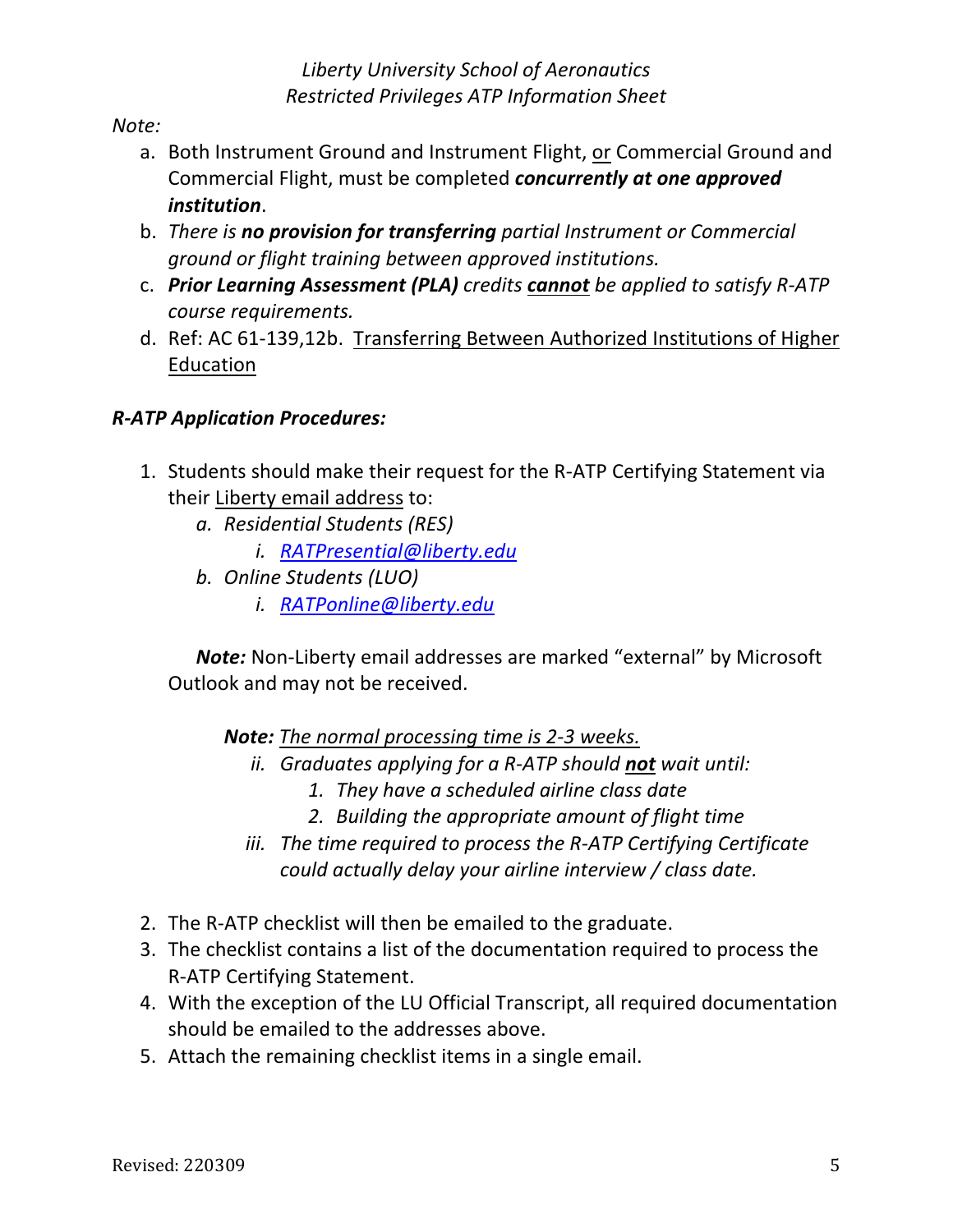*Liberty University School of Aeronautics*
*Restricted Privileges ATP Information Sheet*

*Note:*

a. Both Instrument Ground and Instrument Flight, <u>or</u> Commercial Ground and Commercial Flight, must be completed ***concurrently at one approved institution***.
b. *There is **no provision for transferring** partial Instrument or Commercial ground or flight training between approved institutions.*
c. ***Prior Learning Assessment (PLA)** credits **<u>cannot</u>** be applied to satisfy R-ATP course requirements.*
d. Ref: AC 61-139,12b. <u>Transferring Between Authorized Institutions of Higher Education</u>

***R-ATP Application Procedures:***

1. Students should make their request for the R-ATP Certifying Statement via their <u>Liberty email address</u> to:
   a. *Residential Students (RES)*
      i. *RATPresential@liberty.edu*
   b. *Online Students (LUO)*
      i. *RATPonline@liberty.edu*

   ***Note:*** Non-Liberty email addresses are marked "external" by Microsoft Outlook and may not be received.

   ***Note:*** *<u>The normal processing time is 2-3 weeks.</u>*

   ii. *Graduates applying for a R-ATP should **<u>not</u>** wait until:*
       1. *They have a scheduled airline class date*
       2. *Building the appropriate amount of flight time*

   iii. *The time required to process the R-ATP Certifying Certificate could actually delay your airline interview / class date.*

2. The R-ATP checklist will then be emailed to the graduate.
3. The checklist contains a list of the documentation required to process the R-ATP Certifying Statement.
4. With the exception of the LU Official Transcript, all required documentation should be emailed to the addresses above.
5. Attach the remaining checklist items in a single email.

Revised: 220309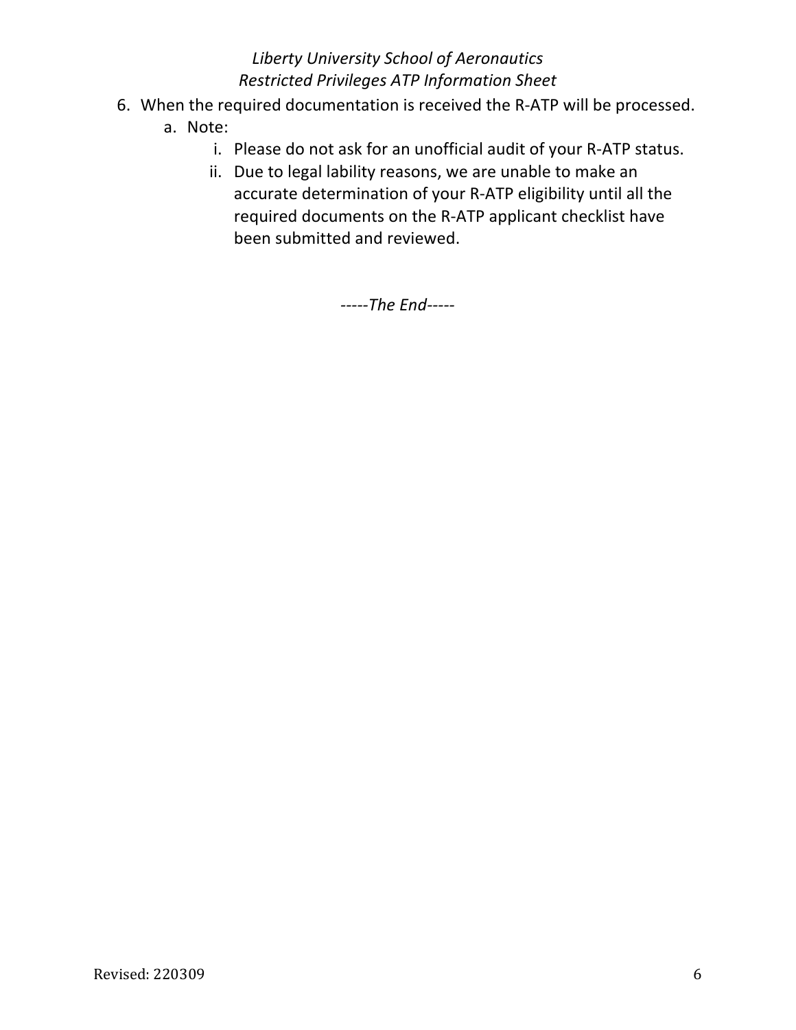6. When the required documentation is received the R-ATP will be processed.
   a. Note:
      i. Please do not ask for an unofficial audit of your R-ATP status.
      ii. Due to legal lability reasons, we are unable to make an accurate determination of your R-ATP eligibility until all the required documents on the R-ATP applicant checklist have been submitted and reviewed.

*-----The End-----*